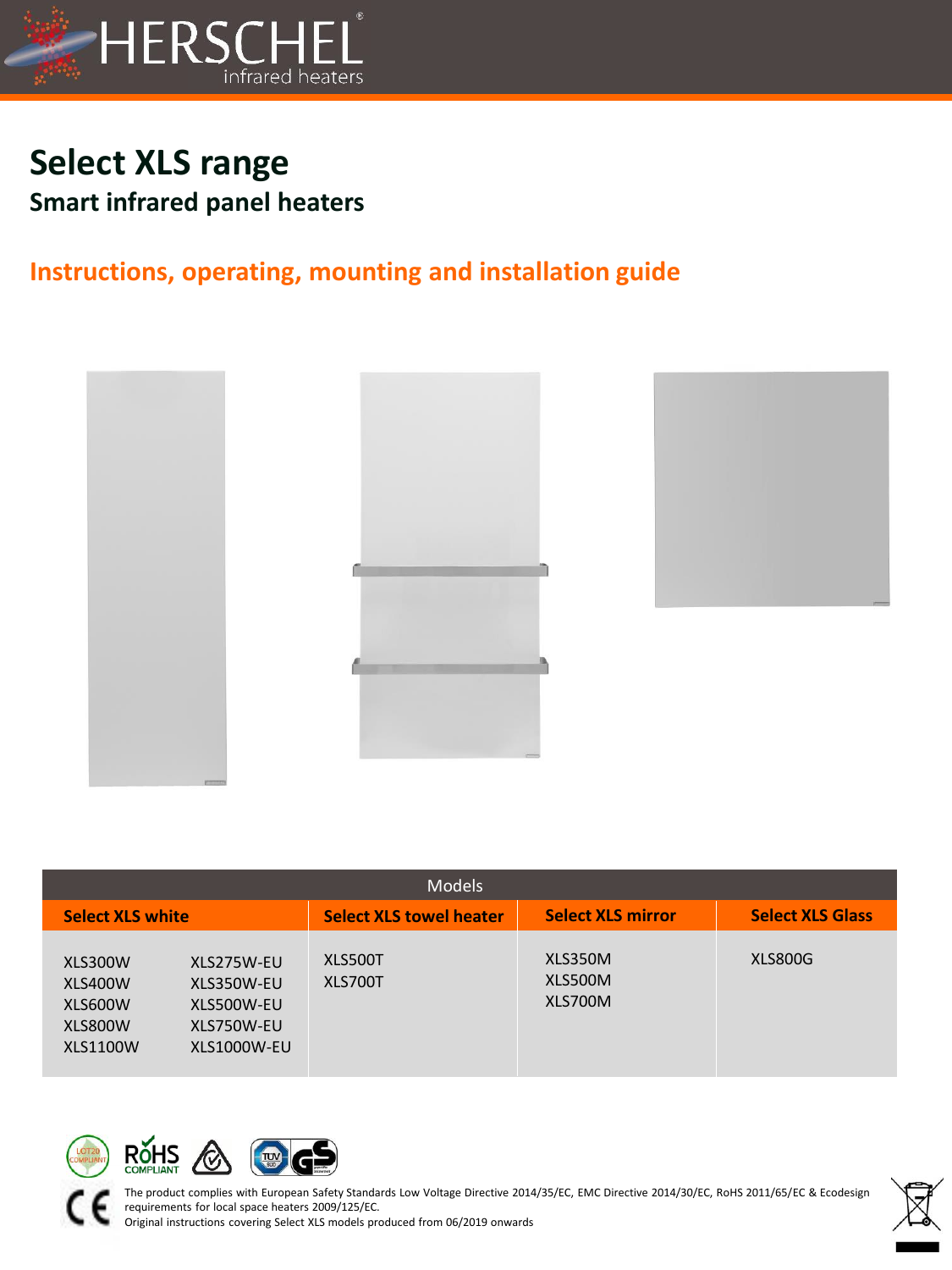HERSCHEL infrared heaters

# Select XLS range

## Smart infrared panel heaters

## Instructions, operating, mounting and installation guide

| Models | | | | |
|---|---|---|---|---|
| Select XLS white | | Select XLS towel heater | Select XLS mirror | Select XLS Glass |
| XLS300W<br>XLS400W<br>XLS600W<br>XLS800W<br>XLS1100W | XLS275W-EU<br>XLS350W-EU<br>XLS500W-EU<br>XLS750W-EU<br>XLS1000W-EU | XLS500T<br>XLS700T | XLS350M<br>XLS500M<br>XLS700M | XLS800G |

The product complies with European Safety Standards Low Voltage Directive 2014/35/EC, EMC Directive 2014/30/EC, RoHS 2011/65/EC & Ecodesign requirements for local space heaters 2009/125/EC.
Original instructions covering Select XLS models produced from 06/2019 onwards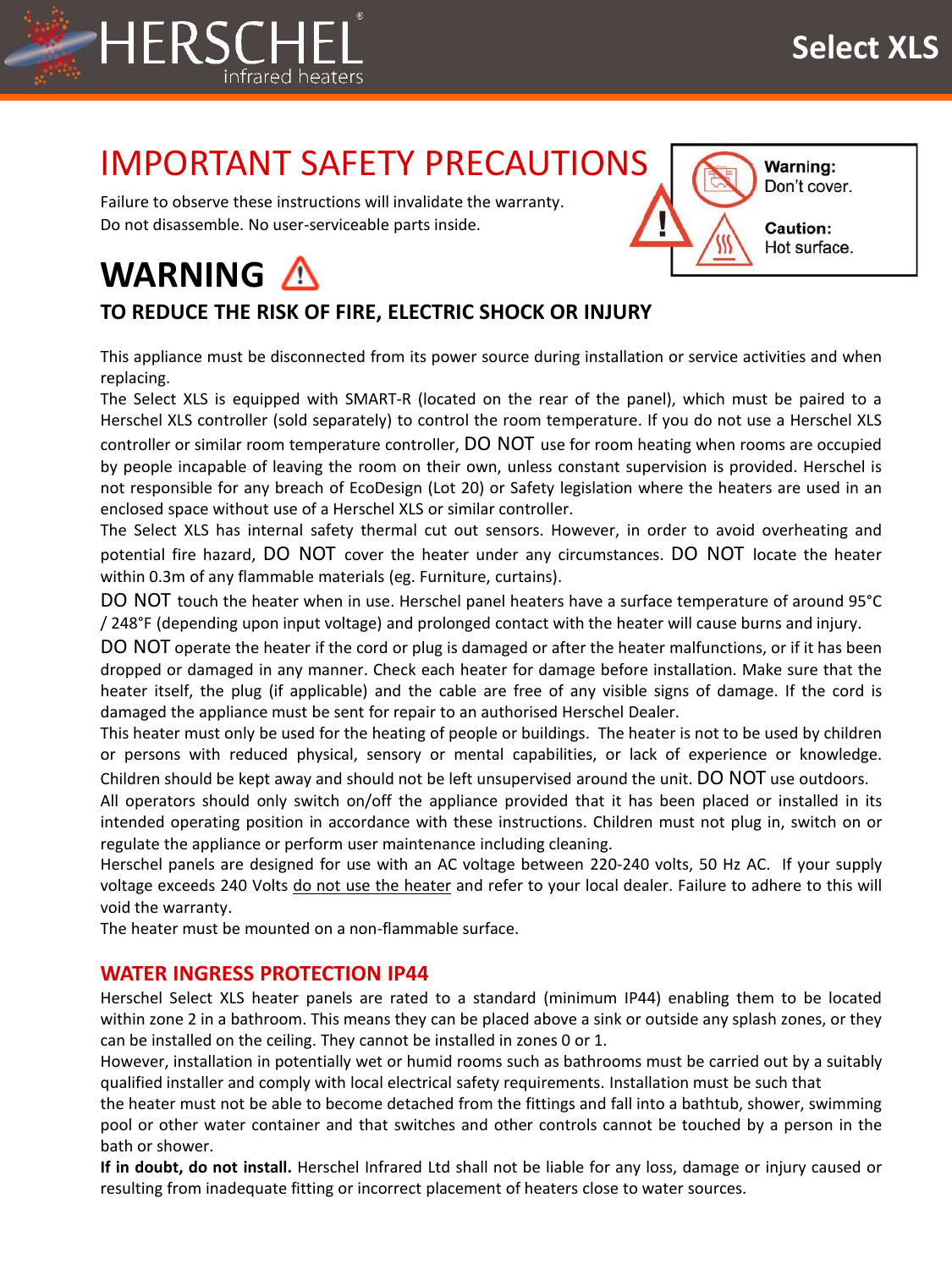# IMPORTANT SAFETY PRECAUTIONS

Failure to observe these instructions will invalidate the warranty.
Do not disassemble. No user-serviceable parts inside.

**Warning:** Don't cover.

**Caution:** Hot surface.

# WARNING ⚠

## TO REDUCE THE RISK OF FIRE, ELECTRIC SHOCK OR INJURY

This appliance must be disconnected from its power source during installation or service activities and when replacing.

The Select XLS is equipped with SMART-R (located on the rear of the panel), which must be paired to a Herschel XLS controller (sold separately) to control the room temperature. If you do not use a Herschel XLS controller or similar room temperature controller, DO NOT use for room heating when rooms are occupied by people incapable of leaving the room on their own, unless constant supervision is provided. Herschel is not responsible for any breach of EcoDesign (Lot 20) or Safety legislation where the heaters are used in an enclosed space without use of a Herschel XLS or similar controller.

The Select XLS has internal safety thermal cut out sensors. However, in order to avoid overheating and potential fire hazard, DO NOT cover the heater under any circumstances. DO NOT locate the heater within 0.3m of any flammable materials (eg. Furniture, curtains).

DO NOT touch the heater when in use. Herschel panel heaters have a surface temperature of around 95°C / 248°F (depending upon input voltage) and prolonged contact with the heater will cause burns and injury.

DO NOT operate the heater if the cord or plug is damaged or after the heater malfunctions, or if it has been dropped or damaged in any manner. Check each heater for damage before installation. Make sure that the heater itself, the plug (if applicable) and the cable are free of any visible signs of damage. If the cord is damaged the appliance must be sent for repair to an authorised Herschel Dealer.

This heater must only be used for the heating of people or buildings. The heater is not to be used by children or persons with reduced physical, sensory or mental capabilities, or lack of experience or knowledge. Children should be kept away and should not be left unsupervised around the unit. DO NOT use outdoors.

All operators should only switch on/off the appliance provided that it has been placed or installed in its intended operating position in accordance with these instructions. Children must not plug in, switch on or regulate the appliance or perform user maintenance including cleaning.

Herschel panels are designed for use with an AC voltage between 220-240 volts, 50 Hz AC. If your supply voltage exceeds 240 Volts do not use the heater and refer to your local dealer. Failure to adhere to this will void the warranty.

The heater must be mounted on a non-flammable surface.

## WATER INGRESS PROTECTION IP44

Herschel Select XLS heater panels are rated to a standard (minimum IP44) enabling them to be located within zone 2 in a bathroom. This means they can be placed above a sink or outside any splash zones, or they can be installed on the ceiling. They cannot be installed in zones 0 or 1.

However, installation in potentially wet or humid rooms such as bathrooms must be carried out by a suitably qualified installer and comply with local electrical safety requirements. Installation must be such that the heater must not be able to become detached from the fittings and fall into a bathtub, shower, swimming pool or other water container and that switches and other controls cannot be touched by a person in the bath or shower.

**If in doubt, do not install.** Herschel Infrared Ltd shall not be liable for any loss, damage or injury caused or resulting from inadequate fitting or incorrect placement of heaters close to water sources.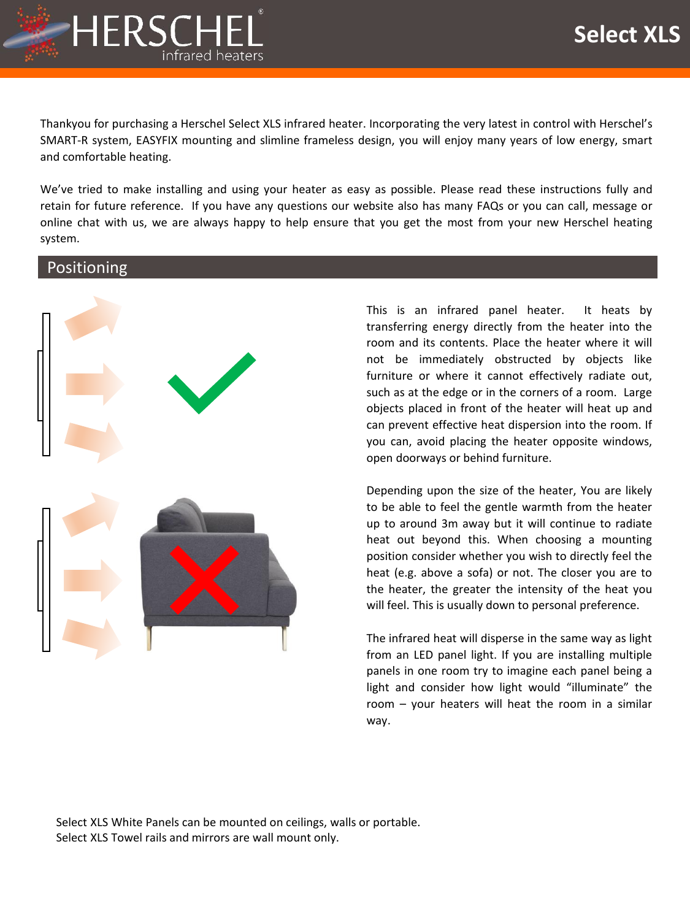Thankyou for purchasing a Herschel Select XLS infrared heater. Incorporating the very latest in control with Herschel's SMART-R system, EASYFIX mounting and slimline frameless design, you will enjoy many years of low energy, smart and comfortable heating.

We've tried to make installing and using your heater as easy as possible. Please read these instructions fully and retain for future reference. If you have any questions our website also has many FAQs or you can call, message or online chat with us, we are always happy to help ensure that you get the most from your new Herschel heating system.

## Positioning

This is an infrared panel heater. It heats by transferring energy directly from the heater into the room and its contents. Place the heater where it will not be immediately obstructed by objects like furniture or where it cannot effectively radiate out, such as at the edge or in the corners of a room. Large objects placed in front of the heater will heat up and can prevent effective heat dispersion into the room. If you can, avoid placing the heater opposite windows, open doorways or behind furniture.

Depending upon the size of the heater, You are likely to be able to feel the gentle warmth from the heater up to around 3m away but it will continue to radiate heat out beyond this. When choosing a mounting position consider whether you wish to directly feel the heat (e.g. above a sofa) or not. The closer you are to the heater, the greater the intensity of the heat you will feel. This is usually down to personal preference.

The infrared heat will disperse in the same way as light from an LED panel light. If you are installing multiple panels in one room try to imagine each panel being a light and consider how light would "illuminate" the room – your heaters will heat the room in a similar way.

Select XLS White Panels can be mounted on ceilings, walls or portable.
Select XLS Towel rails and mirrors are wall mount only.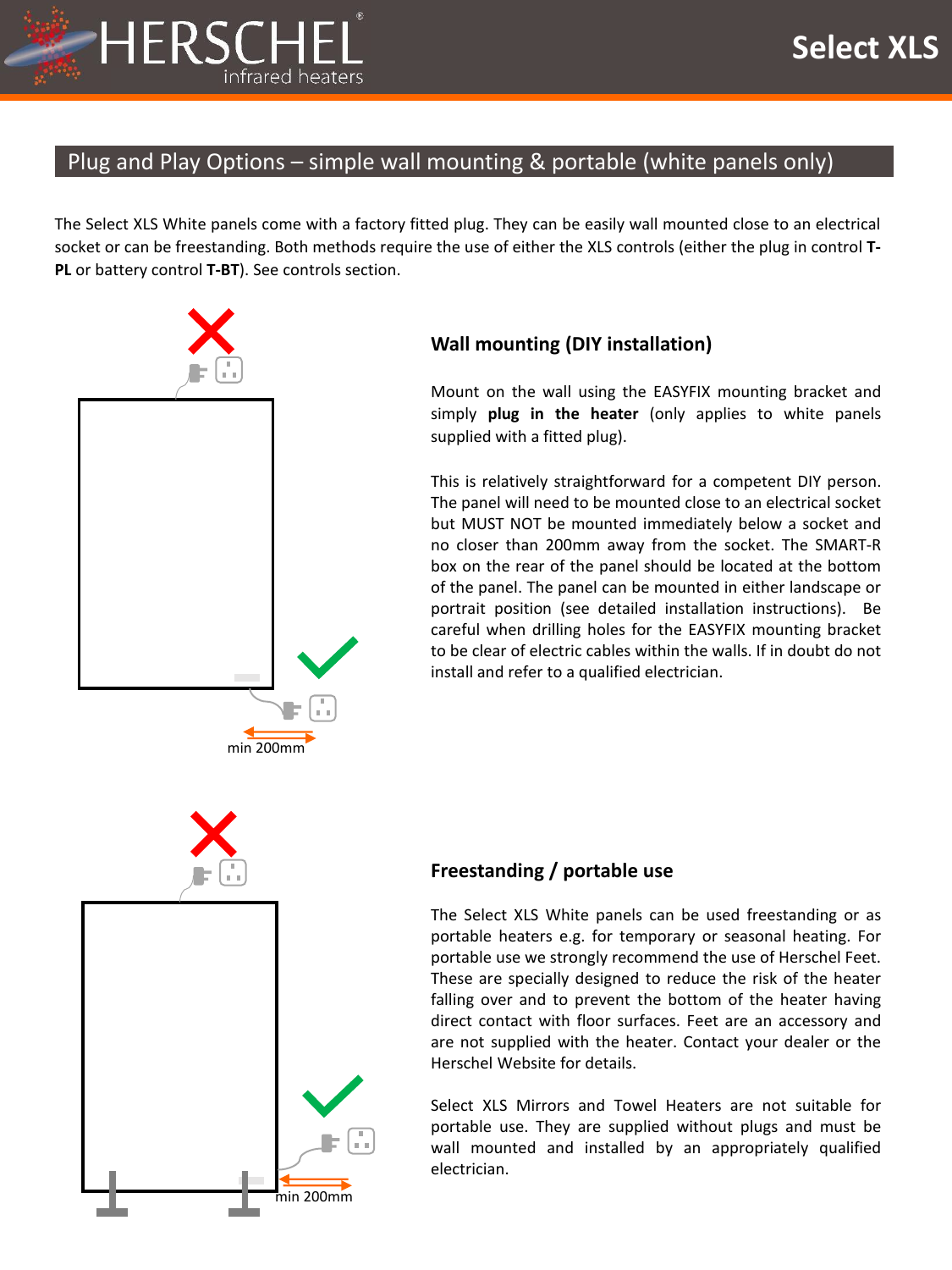## Plug and Play Options – simple wall mounting & portable (white panels only)

The Select XLS White panels come with a factory fitted plug. They can be easily wall mounted close to an electrical socket or can be freestanding. Both methods require the use of either the XLS controls (either the plug in control **T-PL** or battery control **T-BT**). See controls section.

min 200mm

### Wall mounting (DIY installation)

Mount on the wall using the EASYFIX mounting bracket and simply **plug in the heater** (only applies to white panels supplied with a fitted plug).

This is relatively straightforward for a competent DIY person. The panel will need to be mounted close to an electrical socket but MUST NOT be mounted immediately below a socket and no closer than 200mm away from the socket. The SMART-R box on the rear of the panel should be located at the bottom of the panel. The panel can be mounted in either landscape or portrait position (see detailed installation instructions). Be careful when drilling holes for the EASYFIX mounting bracket to be clear of electric cables within the walls. If in doubt do not install and refer to a qualified electrician.

min 200mm

### Freestanding / portable use

The Select XLS White panels can be used freestanding or as portable heaters e.g. for temporary or seasonal heating. For portable use we strongly recommend the use of Herschel Feet. These are specially designed to reduce the risk of the heater falling over and to prevent the bottom of the heater having direct contact with floor surfaces. Feet are an accessory and are not supplied with the heater. Contact your dealer or the Herschel Website for details.

Select XLS Mirrors and Towel Heaters are not suitable for portable use. They are supplied without plugs and must be wall mounted and installed by an appropriately qualified electrician.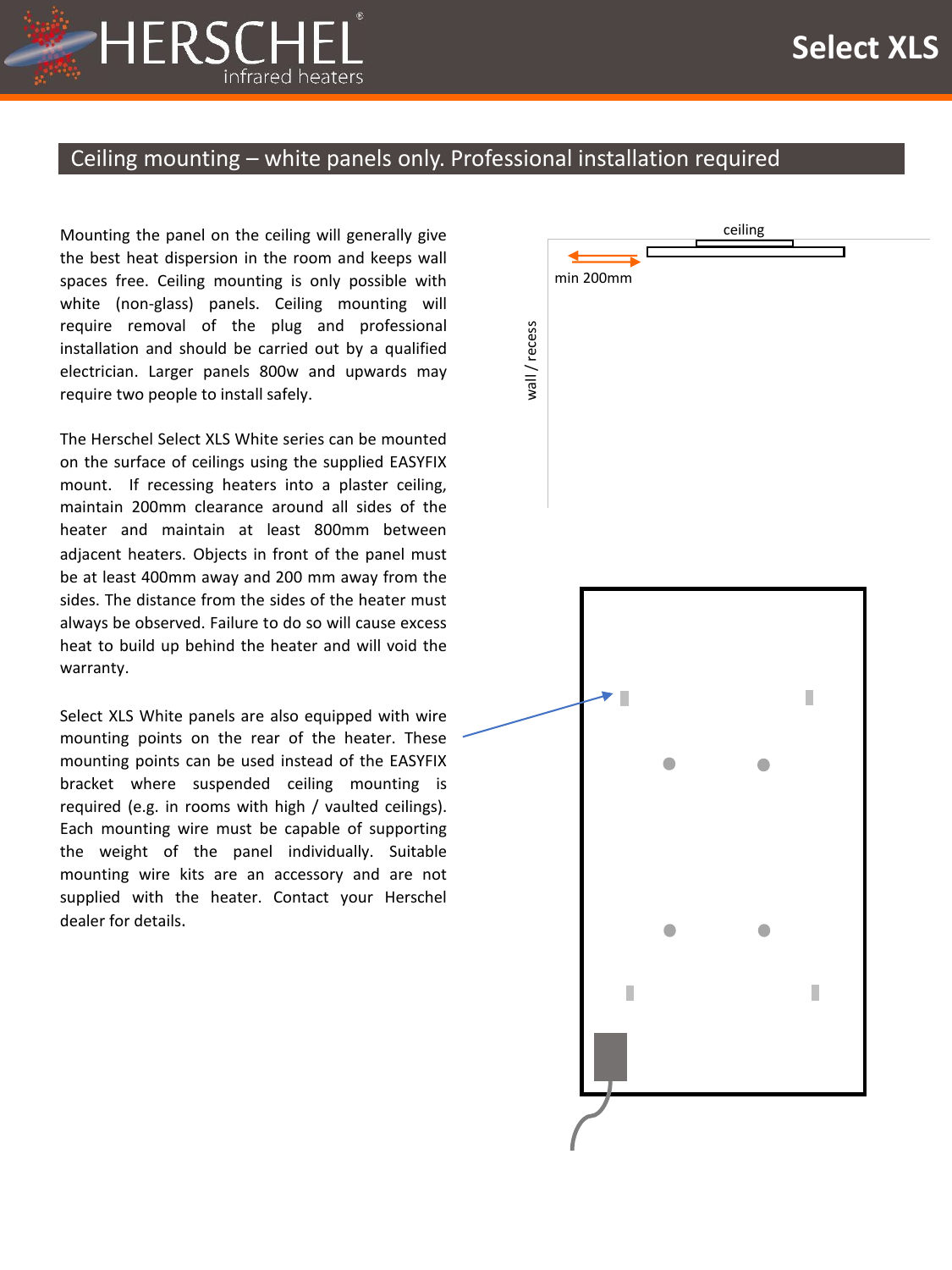## Ceiling mounting – white panels only. Professional installation required

Mounting the panel on the ceiling will generally give the best heat dispersion in the room and keeps wall spaces free. Ceiling mounting is only possible with white (non-glass) panels. Ceiling mounting will require removal of the plug and professional installation and should be carried out by a qualified electrician. Larger panels 800w and upwards may require two people to install safely.

The Herschel Select XLS White series can be mounted on the surface of ceilings using the supplied EASYFIX mount. If recessing heaters into a plaster ceiling, maintain 200mm clearance around all sides of the heater and maintain at least 800mm between adjacent heaters. Objects in front of the panel must be at least 400mm away and 200 mm away from the sides. The distance from the sides of the heater must always be observed. Failure to do so will cause excess heat to build up behind the heater and will void the warranty.

Select XLS White panels are also equipped with wire mounting points on the rear of the heater. These mounting points can be used instead of the EASYFIX bracket where suspended ceiling mounting is required (e.g. in rooms with high / vaulted ceilings). Each mounting wire must be capable of supporting the weight of the panel individually. Suitable mounting wire kits are an accessory and are not supplied with the heater. Contact your Herschel dealer for details.

ceiling

min 200mm

wall / recess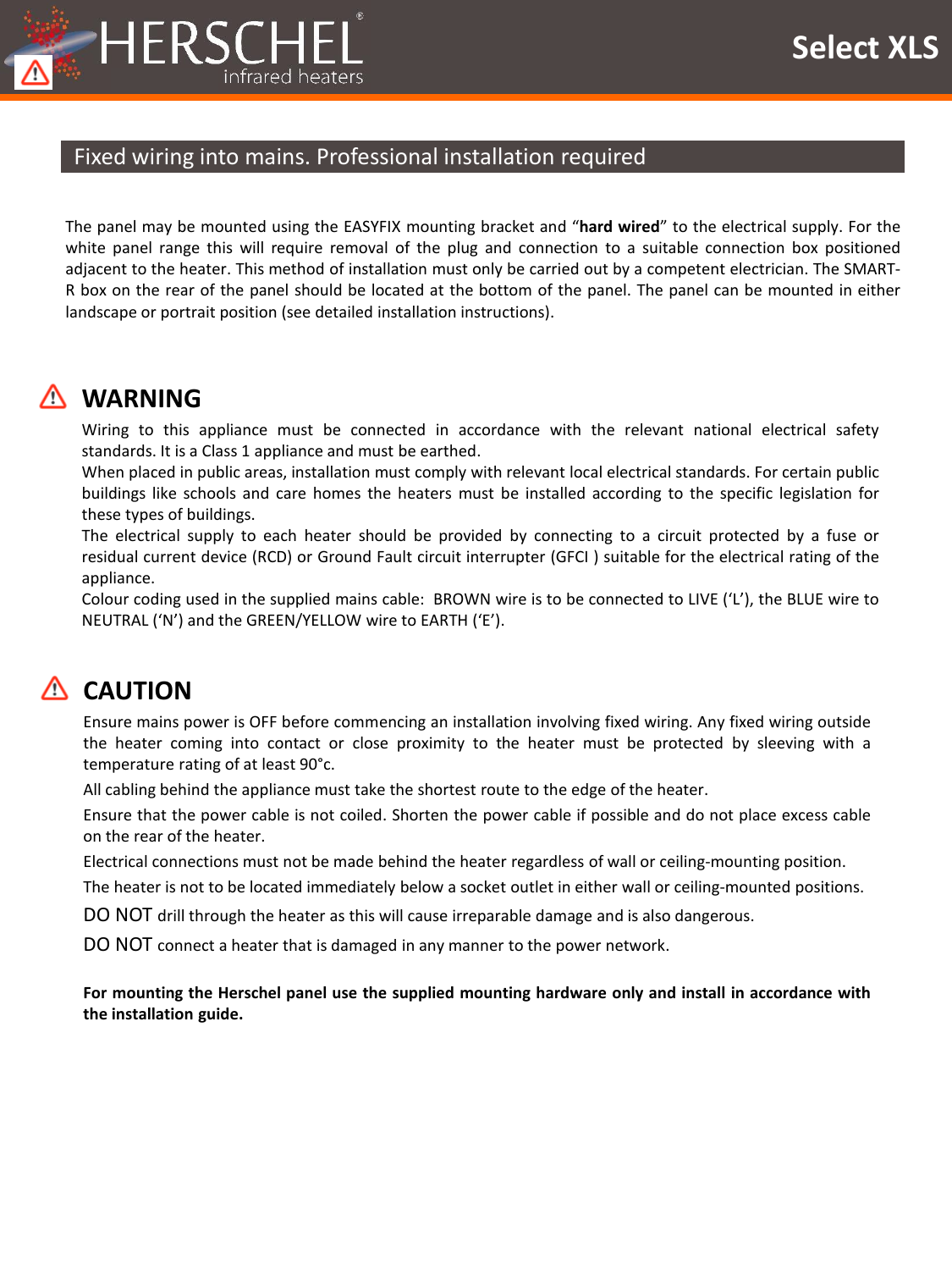## Fixed wiring into mains. Professional installation required

The panel may be mounted using the EASYFIX mounting bracket and "**hard wired**" to the electrical supply. For the white panel range this will require removal of the plug and connection to a suitable connection box positioned adjacent to the heater. This method of installation must only be carried out by a competent electrician. The SMART-R box on the rear of the panel should be located at the bottom of the panel. The panel can be mounted in either landscape or portrait position (see detailed installation instructions).

## ⚠ WARNING

Wiring to this appliance must be connected in accordance with the relevant national electrical safety standards. It is a Class 1 appliance and must be earthed.
When placed in public areas, installation must comply with relevant local electrical standards. For certain public buildings like schools and care homes the heaters must be installed according to the specific legislation for these types of buildings.
The electrical supply to each heater should be provided by connecting to a circuit protected by a fuse or residual current device (RCD) or Ground Fault circuit interrupter (GFCI ) suitable for the electrical rating of the appliance.
Colour coding used in the supplied mains cable: BROWN wire is to be connected to LIVE ('L'), the BLUE wire to NEUTRAL ('N') and the GREEN/YELLOW wire to EARTH ('E').

## ⚠ CAUTION

Ensure mains power is OFF before commencing an installation involving fixed wiring. Any fixed wiring outside the heater coming into contact or close proximity to the heater must be protected by sleeving with a temperature rating of at least 90°c.

All cabling behind the appliance must take the shortest route to the edge of the heater.

Ensure that the power cable is not coiled. Shorten the power cable if possible and do not place excess cable on the rear of the heater.

Electrical connections must not be made behind the heater regardless of wall or ceiling-mounting position.

The heater is not to be located immediately below a socket outlet in either wall or ceiling-mounted positions.

DO NOT drill through the heater as this will cause irreparable damage and is also dangerous.

DO NOT connect a heater that is damaged in any manner to the power network.

**For mounting the Herschel panel use the supplied mounting hardware only and install in accordance with the installation guide.**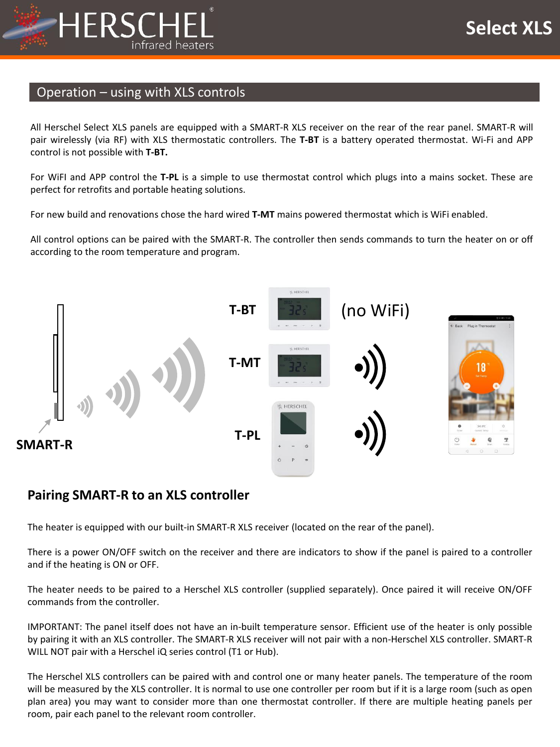## Operation – using with XLS controls

All Herschel Select XLS panels are equipped with a SMART-R XLS receiver on the rear of the rear panel. SMART-R will pair wirelessly (via RF) with XLS thermostatic controllers. The **T-BT** is a battery operated thermostat. Wi-Fi and APP control is not possible with **T-BT.**

For WiFI and APP control the **T-PL** is a simple to use thermostat control which plugs into a mains socket. These are perfect for retrofits and portable heating solutions.

For new build and renovations chose the hard wired **T-MT** mains powered thermostat which is WiFi enabled.

All control options can be paired with the SMART-R. The controller then sends commands to turn the heater on or off according to the room temperature and program.

**T-BT** (no WiFi)

**T-MT**

**T-PL**

**SMART-R**

## Pairing SMART-R to an XLS controller

The heater is equipped with our built-in SMART-R XLS receiver (located on the rear of the panel).

There is a power ON/OFF switch on the receiver and there are indicators to show if the panel is paired to a controller and if the heating is ON or OFF.

The heater needs to be paired to a Herschel XLS controller (supplied separately). Once paired it will receive ON/OFF commands from the controller.

IMPORTANT: The panel itself does not have an in-built temperature sensor. Efficient use of the heater is only possible by pairing it with an XLS controller. The SMART-R XLS receiver will not pair with a non-Herschel XLS controller. SMART-R WILL NOT pair with a Herschel iQ series control (T1 or Hub).

The Herschel XLS controllers can be paired with and control one or many heater panels. The temperature of the room will be measured by the XLS controller. It is normal to use one controller per room but if it is a large room (such as open plan area) you may want to consider more than one thermostat controller. If there are multiple heating panels per room, pair each panel to the relevant room controller.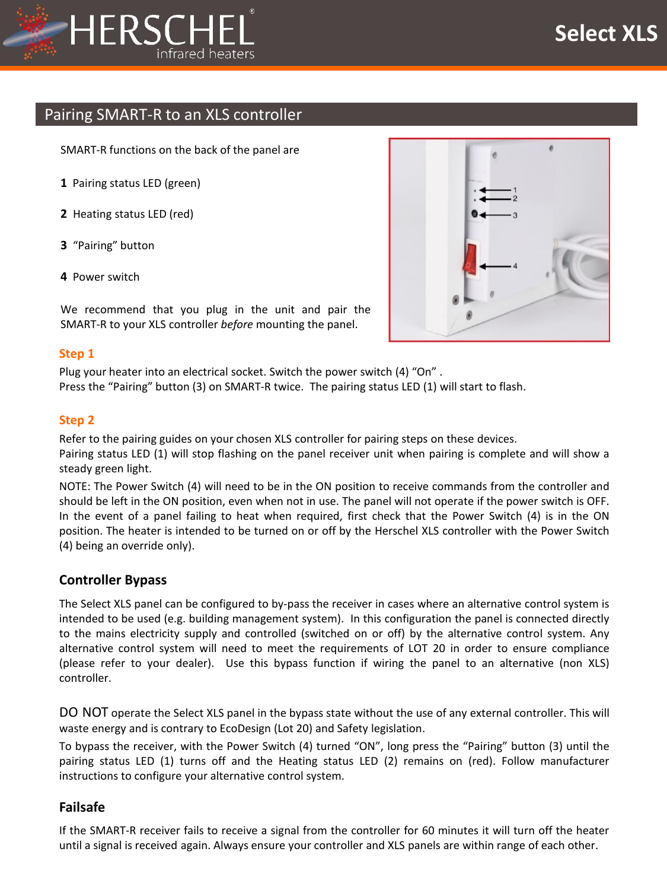## Pairing SMART-R to an XLS controller

SMART-R functions on the back of the panel are

**1** Pairing status LED (green)

**2** Heating status LED (red)

**3** “Pairing” button

**4** Power switch

We recommend that you plug in the unit and pair the SMART-R to your XLS controller *before* mounting the panel.

### Step 1

Plug your heater into an electrical socket. Switch the power switch (4) “On” .
Press the “Pairing” button (3) on SMART-R twice. The pairing status LED (1) will start to flash.

### Step 2

Refer to the pairing guides on your chosen XLS controller for pairing steps on these devices.
Pairing status LED (1) will stop flashing on the panel receiver unit when pairing is complete and will show a steady green light.

NOTE: The Power Switch (4) will need to be in the ON position to receive commands from the controller and should be left in the ON position, even when not in use. The panel will not operate if the power switch is OFF. In the event of a panel failing to heat when required, first check that the Power Switch (4) is in the ON position. The heater is intended to be turned on or off by the Herschel XLS controller with the Power Switch (4) being an override only).

### Controller Bypass

The Select XLS panel can be configured to by-pass the receiver in cases where an alternative control system is intended to be used (e.g. building management system). In this configuration the panel is connected directly to the mains electricity supply and controlled (switched on or off) by the alternative control system. Any alternative control system will need to meet the requirements of LOT 20 in order to ensure compliance (please refer to your dealer). Use this bypass function if wiring the panel to an alternative (non XLS) controller.

DO NOT operate the Select XLS panel in the bypass state without the use of any external controller. This will waste energy and is contrary to EcoDesign (Lot 20) and Safety legislation.

To bypass the receiver, with the Power Switch (4) turned “ON”, long press the “Pairing” button (3) until the pairing status LED (1) turns off and the Heating status LED (2) remains on (red). Follow manufacturer instructions to configure your alternative control system.

### Failsafe

If the SMART-R receiver fails to receive a signal from the controller for 60 minutes it will turn off the heater until a signal is received again. Always ensure your controller and XLS panels are within range of each other.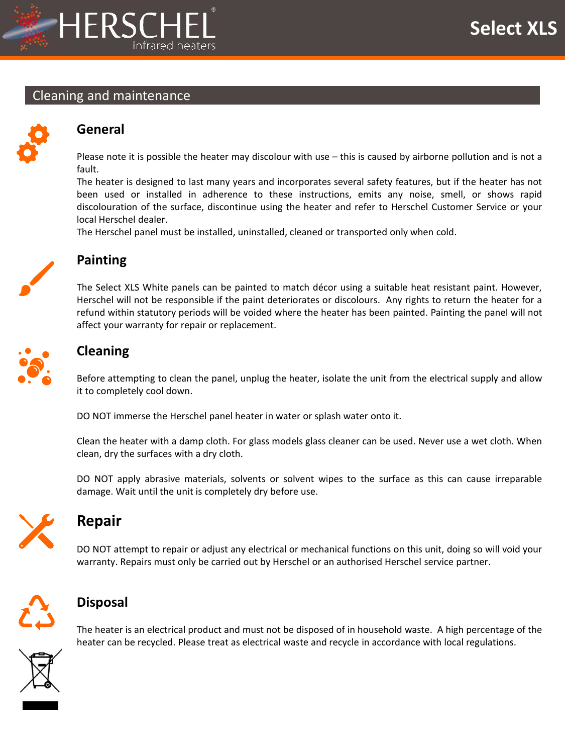## Cleaning and maintenance

### General

Please note it is possible the heater may discolour with use – this is caused by airborne pollution and is not a fault.
The heater is designed to last many years and incorporates several safety features, but if the heater has not been used or installed in adherence to these instructions, emits any noise, smell, or shows rapid discolouration of the surface, discontinue using the heater and refer to Herschel Customer Service or your local Herschel dealer.
The Herschel panel must be installed, uninstalled, cleaned or transported only when cold.

### Painting

The Select XLS White panels can be painted to match décor using a suitable heat resistant paint. However, Herschel will not be responsible if the paint deteriorates or discolours. Any rights to return the heater for a refund within statutory periods will be voided where the heater has been painted. Painting the panel will not affect your warranty for repair or replacement.

### Cleaning

Before attempting to clean the panel, unplug the heater, isolate the unit from the electrical supply and allow it to completely cool down.

DO NOT immerse the Herschel panel heater in water or splash water onto it.

Clean the heater with a damp cloth. For glass models glass cleaner can be used. Never use a wet cloth. When clean, dry the surfaces with a dry cloth.

DO NOT apply abrasive materials, solvents or solvent wipes to the surface as this can cause irreparable damage. Wait until the unit is completely dry before use.

### Repair

DO NOT attempt to repair or adjust any electrical or mechanical functions on this unit, doing so will void your warranty. Repairs must only be carried out by Herschel or an authorised Herschel service partner.

### Disposal

The heater is an electrical product and must not be disposed of in household waste. A high percentage of the heater can be recycled. Please treat as electrical waste and recycle in accordance with local regulations.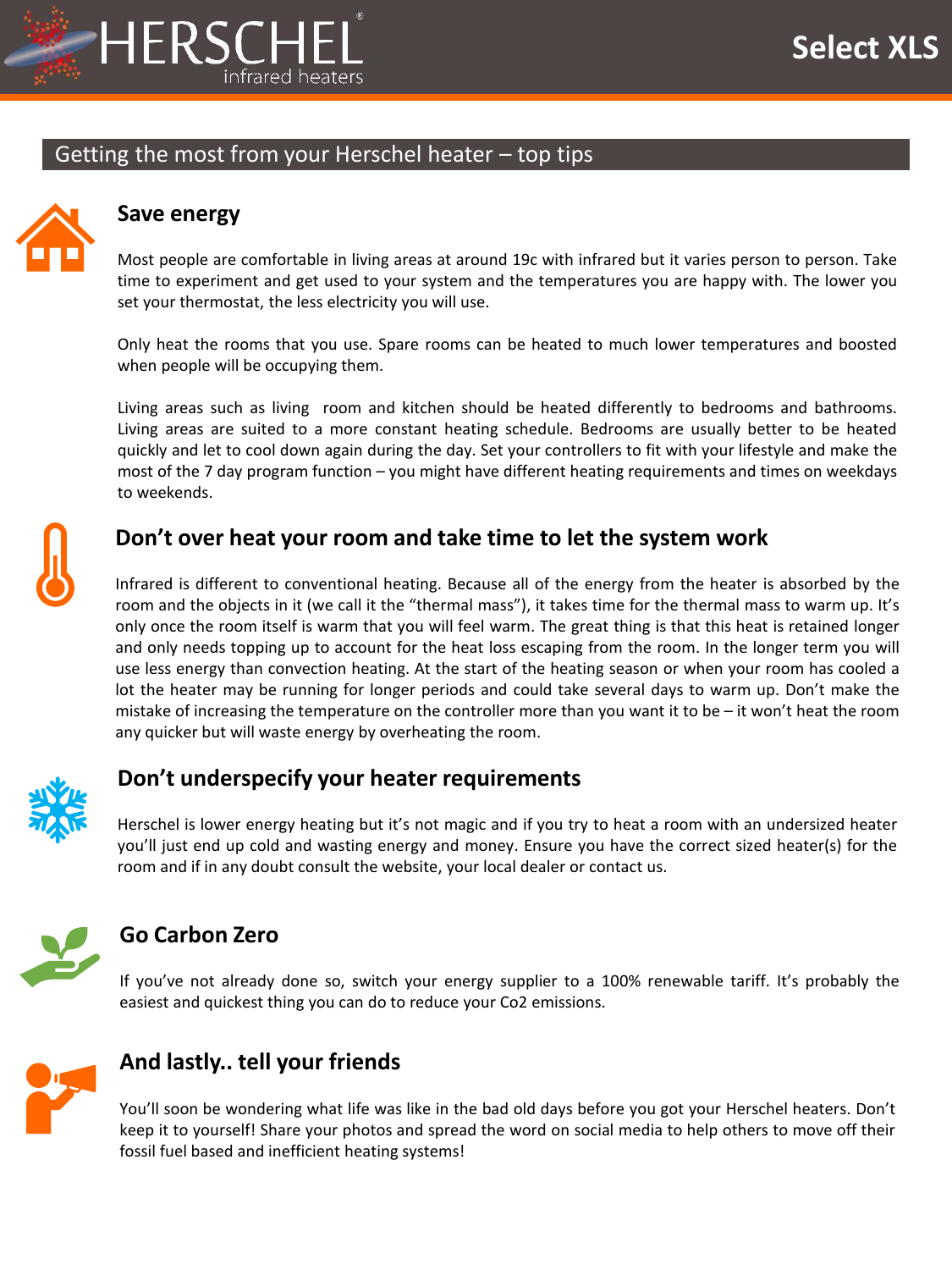## Getting the most from your Herschel heater – top tips

### Save energy

Most people are comfortable in living areas at around 19c with infrared but it varies person to person. Take time to experiment and get used to your system and the temperatures you are happy with. The lower you set your thermostat, the less electricity you will use.

Only heat the rooms that you use. Spare rooms can be heated to much lower temperatures and boosted when people will be occupying them.

Living areas such as living room and kitchen should be heated differently to bedrooms and bathrooms. Living areas are suited to a more constant heating schedule. Bedrooms are usually better to be heated quickly and let to cool down again during the day. Set your controllers to fit with your lifestyle and make the most of the 7 day program function – you might have different heating requirements and times on weekdays to weekends.

### Don't over heat your room and take time to let the system work

Infrared is different to conventional heating. Because all of the energy from the heater is absorbed by the room and the objects in it (we call it the "thermal mass"), it takes time for the thermal mass to warm up. It's only once the room itself is warm that you will feel warm. The great thing is that this heat is retained longer and only needs topping up to account for the heat loss escaping from the room. In the longer term you will use less energy than convection heating. At the start of the heating season or when your room has cooled a lot the heater may be running for longer periods and could take several days to warm up. Don't make the mistake of increasing the temperature on the controller more than you want it to be – it won't heat the room any quicker but will waste energy by overheating the room.

### Don't underspecify your heater requirements

Herschel is lower energy heating but it's not magic and if you try to heat a room with an undersized heater you'll just end up cold and wasting energy and money. Ensure you have the correct sized heater(s) for the room and if in any doubt consult the website, your local dealer or contact us.

### Go Carbon Zero

If you've not already done so, switch your energy supplier to a 100% renewable tariff. It's probably the easiest and quickest thing you can do to reduce your Co2 emissions.

### And lastly.. tell your friends

You'll soon be wondering what life was like in the bad old days before you got your Herschel heaters. Don't keep it to yourself! Share your photos and spread the word on social media to help others to move off their fossil fuel based and inefficient heating systems!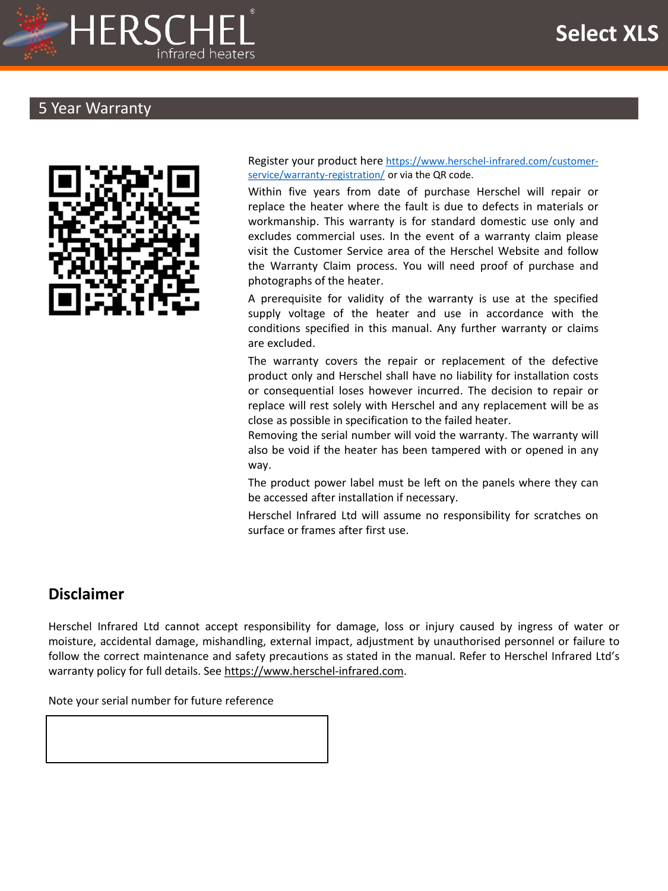## 5 Year Warranty

Register your product here https://www.herschel-infrared.com/customer-service/warranty-registration/ or via the QR code.

Within five years from date of purchase Herschel will repair or replace the heater where the fault is due to defects in materials or workmanship. This warranty is for standard domestic use only and excludes commercial uses. In the event of a warranty claim please visit the Customer Service area of the Herschel Website and follow the Warranty Claim process. You will need proof of purchase and photographs of the heater.

A prerequisite for validity of the warranty is use at the specified supply voltage of the heater and use in accordance with the conditions specified in this manual. Any further warranty or claims are excluded.

The warranty covers the repair or replacement of the defective product only and Herschel shall have no liability for installation costs or consequential loses however incurred. The decision to repair or replace will rest solely with Herschel and any replacement will be as close as possible in specification to the failed heater.

Removing the serial number will void the warranty. The warranty will also be void if the heater has been tampered with or opened in any way.

The product power label must be left on the panels where they can be accessed after installation if necessary.

Herschel Infrared Ltd will assume no responsibility for scratches on surface or frames after first use.

## Disclaimer

Herschel Infrared Ltd cannot accept responsibility for damage, loss or injury caused by ingress of water or moisture, accidental damage, mishandling, external impact, adjustment by unauthorised personnel or failure to follow the correct maintenance and safety precautions as stated in the manual. Refer to Herschel Infrared Ltd's warranty policy for full details. See https://www.herschel-infrared.com.

Note your serial number for future reference

| |
|---|
| |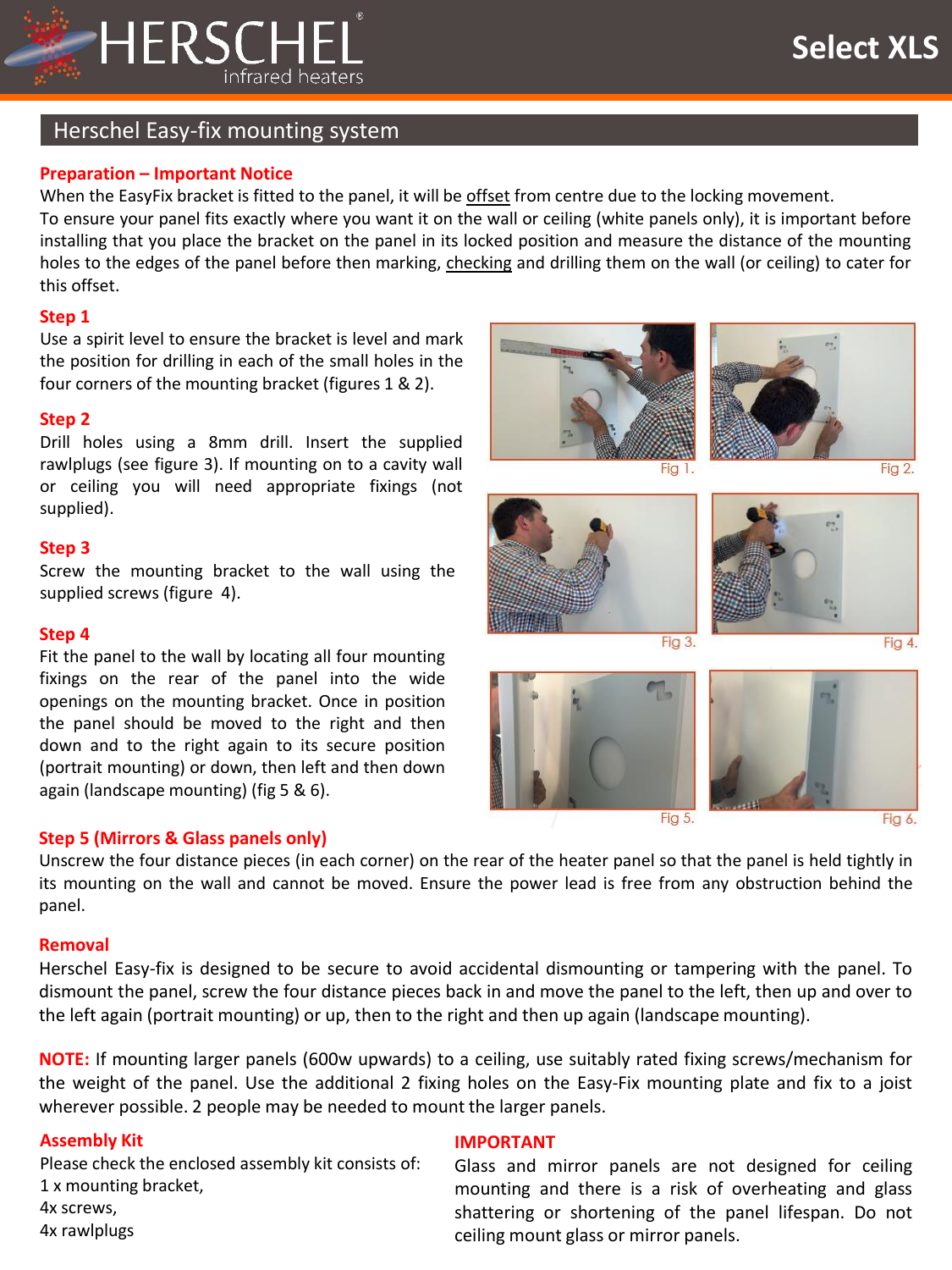HERSCHEL infrared heaters

# Select XLS

## Herschel Easy-fix mounting system

**Preparation – Important Notice**

When the EasyFix bracket is fitted to the panel, it will be offset from centre due to the locking movement.
To ensure your panel fits exactly where you want it on the wall or ceiling (white panels only), it is important before installing that you place the bracket on the panel in its locked position and measure the distance of the mounting holes to the edges of the panel before then marking, checking and drilling them on the wall (or ceiling) to cater for this offset.

**Step 1**

Use a spirit level to ensure the bracket is level and mark the position for drilling in each of the small holes in the four corners of the mounting bracket (figures 1 & 2).

**Step 2**

Drill holes using a 8mm drill. Insert the supplied rawlplugs (see figure 3). If mounting on to a cavity wall or ceiling you will need appropriate fixings (not supplied).

**Step 3**

Screw the mounting bracket to the wall using the supplied screws (figure 4).

**Step 4**

Fit the panel to the wall by locating all four mounting fixings on the rear of the panel into the wide openings on the mounting bracket. Once in position the panel should be moved to the right and then down and to the right again to its secure position (portrait mounting) or down, then left and then down again (landscape mounting) (fig 5 & 6).

Fig 1.

Fig 2.

Fig 3.

Fig 4.

Fig 5.

Fig 6.

**Step 5 (Mirrors & Glass panels only)**

Unscrew the four distance pieces (in each corner) on the rear of the heater panel so that the panel is held tightly in its mounting on the wall and cannot be moved. Ensure the power lead is free from any obstruction behind the panel.

**Removal**

Herschel Easy-fix is designed to be secure to avoid accidental dismounting or tampering with the panel. To dismount the panel, screw the four distance pieces back in and move the panel to the left, then up and over to the left again (portrait mounting) or up, then to the right and then up again (landscape mounting).

**NOTE:** If mounting larger panels (600w upwards) to a ceiling, use suitably rated fixing screws/mechanism for the weight of the panel. Use the additional 2 fixing holes on the Easy-Fix mounting plate and fix to a joist wherever possible. 2 people may be needed to mount the larger panels.

**Assembly Kit**

Please check the enclosed assembly kit consists of:
1 x mounting bracket,
4x screws,
4x rawlplugs

**IMPORTANT**

Glass and mirror panels are not designed for ceiling mounting and there is a risk of overheating and glass shattering or shortening of the panel lifespan. Do not ceiling mount glass or mirror panels.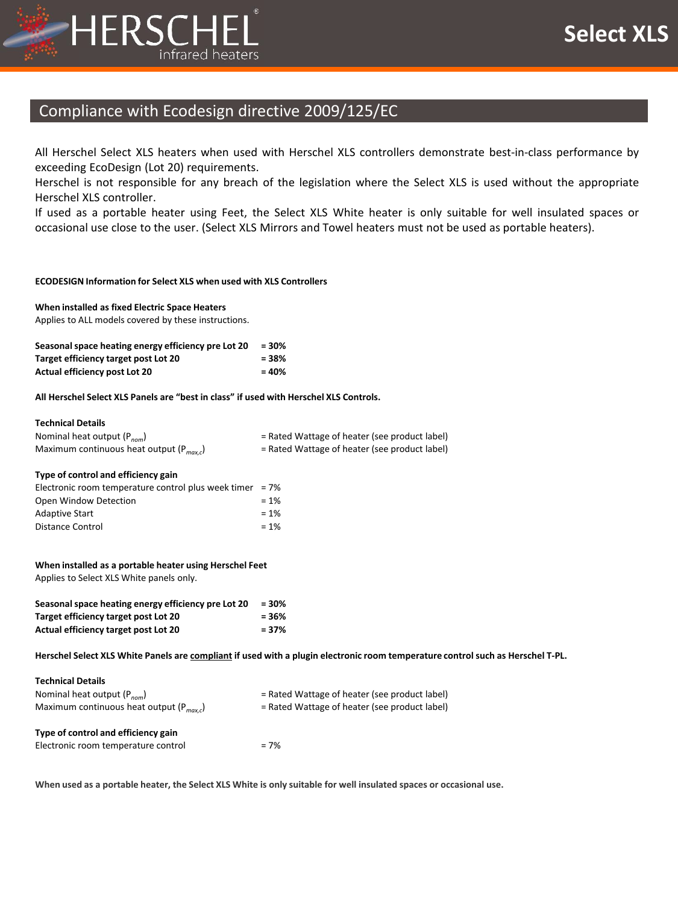## Compliance with Ecodesign directive 2009/125/EC

All Herschel Select XLS heaters when used with Herschel XLS controllers demonstrate best-in-class performance by exceeding EcoDesign (Lot 20) requirements.
Herschel is not responsible for any breach of the legislation where the Select XLS is used without the appropriate Herschel XLS controller.
If used as a portable heater using Feet, the Select XLS White heater is only suitable for well insulated spaces or occasional use close to the user. (Select XLS Mirrors and Towel heaters must not be used as portable heaters).

**ECODESIGN Information for Select XLS when used with XLS Controllers**

**When installed as fixed Electric Space Heaters**
Applies to ALL models covered by these instructions.

| | |
|---|---|
| **Seasonal space heating energy efficiency pre Lot 20** | **= 30%** |
| **Target efficiency target post Lot 20** | **= 38%** |
| **Actual efficiency post Lot 20** | **= 40%** |

**All Herschel Select XLS Panels are "best in class" if used with Herschel XLS Controls.**

**Technical Details**

| | |
|---|---|
| Nominal heat output ($P_{nom}$) | = Rated Wattage of heater (see product label) |
| Maximum continuous heat output ($P_{max,c}$) | = Rated Wattage of heater (see product label) |

**Type of control and efficiency gain**

| | |
|---|---|
| Electronic room temperature control plus week timer | = 7% |
| Open Window Detection | = 1% |
| Adaptive Start | = 1% |
| Distance Control | = 1% |

**When installed as a portable heater using Herschel Feet**
Applies to Select XLS White panels only.

| | |
|---|---|
| **Seasonal space heating energy efficiency pre Lot 20** | **= 30%** |
| **Target efficiency target post Lot 20** | **= 36%** |
| **Actual efficiency target post Lot 20** | **= 37%** |

**Herschel Select XLS White Panels are compliant if used with a plugin electronic room temperature control such as Herschel T-PL.**

**Technical Details**

| | |
|---|---|
| Nominal heat output ($P_{nom}$) | = Rated Wattage of heater (see product label) |
| Maximum continuous heat output ($P_{max,c}$) | = Rated Wattage of heater (see product label) |

**Type of control and efficiency gain**

| | |
|---|---|
| Electronic room temperature control | = 7% |

**When used as a portable heater, the Select XLS White is only suitable for well insulated spaces or occasional use.**